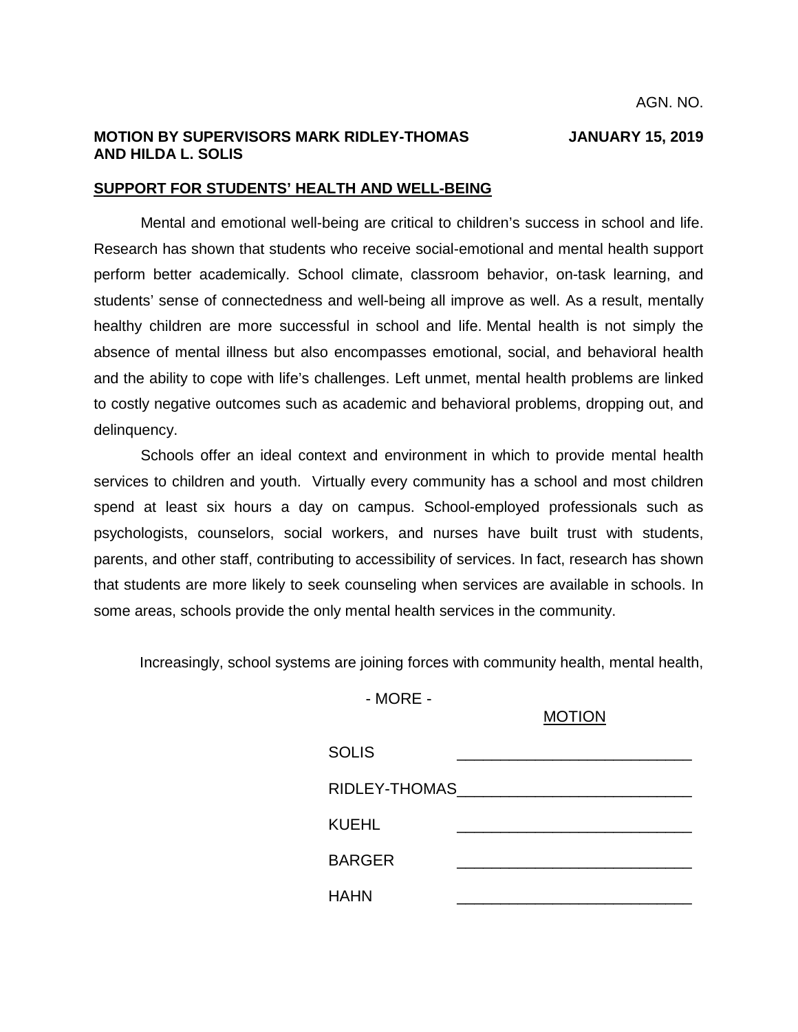AGN. NO.

**MOTION BY SUPERVISORS MARK RIDLEY-THOMAS AND HILDA L. SOLIS** **JANUARY 15, 2019**

**SUPPORT FOR STUDENTS' HEALTH AND WELL-BEING**

Mental and emotional well-being are critical to children's success in school and life. Research has shown that students who receive social-emotional and mental health support perform better academically. School climate, classroom behavior, on-task learning, and students' sense of connectedness and well-being all improve as well. As a result, mentally healthy children are more successful in school and life. Mental health is not simply the absence of mental illness but also encompasses emotional, social, and behavioral health and the ability to cope with life's challenges. Left unmet, mental health problems are linked to costly negative outcomes such as academic and behavioral problems, dropping out, and delinquency.

Schools offer an ideal context and environment in which to provide mental health services to children and youth. Virtually every community has a school and most children spend at least six hours a day on campus. School-employed professionals such as psychologists, counselors, social workers, and nurses have built trust with students, parents, and other staff, contributing to accessibility of services. In fact, research has shown that students are more likely to seek counseling when services are available in schools. In some areas, schools provide the only mental health services in the community.

Increasingly, school systems are joining forces with community health, mental health,

\- MORE -

MOTION

SOLIS ___________________________

RIDLEY-THOMAS___________________________

KUEHL ___________________________

BARGER ___________________________

HAHN ___________________________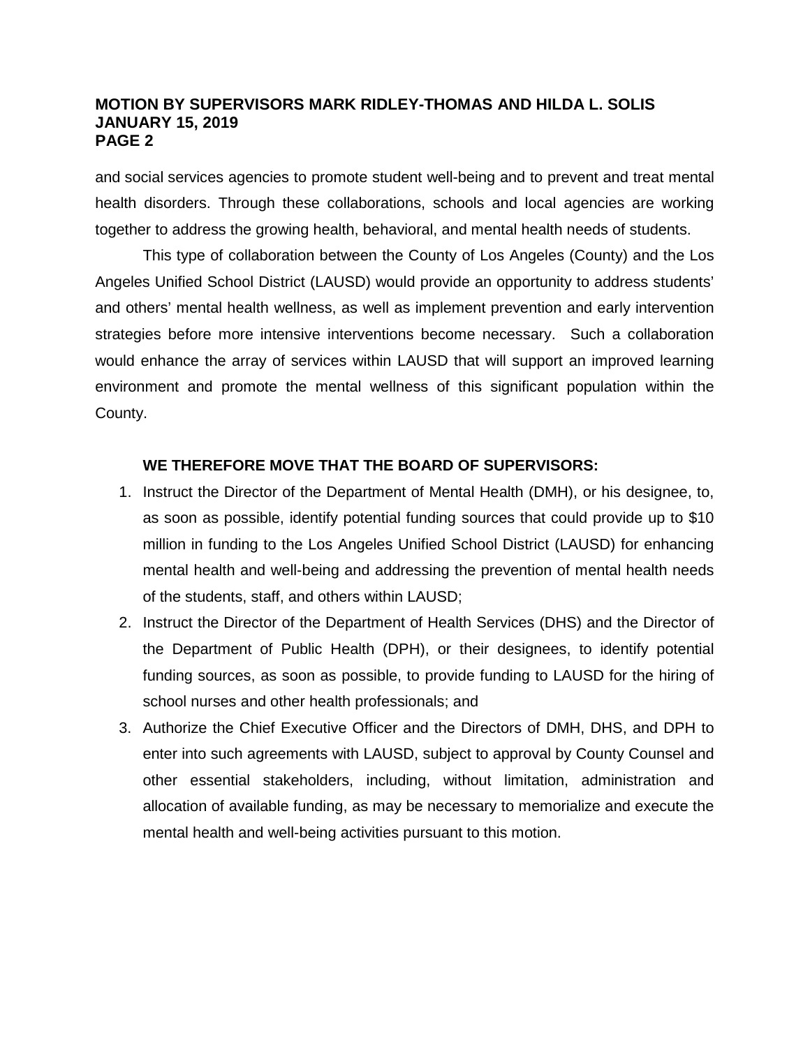and social services agencies to promote student well-being and to prevent and treat mental health disorders. Through these collaborations, schools and local agencies are working together to address the growing health, behavioral, and mental health needs of students.

This type of collaboration between the County of Los Angeles (County) and the Los Angeles Unified School District (LAUSD) would provide an opportunity to address students' and others' mental health wellness, as well as implement prevention and early intervention strategies before more intensive interventions become necessary. Such a collaboration would enhance the array of services within LAUSD that will support an improved learning environment and promote the mental wellness of this significant population within the County.

**WE THEREFORE MOVE THAT THE BOARD OF SUPERVISORS:**

1. Instruct the Director of the Department of Mental Health (DMH), or his designee, to, as soon as possible, identify potential funding sources that could provide up to $10 million in funding to the Los Angeles Unified School District (LAUSD) for enhancing mental health and well-being and addressing the prevention of mental health needs of the students, staff, and others within LAUSD;
2. Instruct the Director of the Department of Health Services (DHS) and the Director of the Department of Public Health (DPH), or their designees, to identify potential funding sources, as soon as possible, to provide funding to LAUSD for the hiring of school nurses and other health professionals; and
3. Authorize the Chief Executive Officer and the Directors of DMH, DHS, and DPH to enter into such agreements with LAUSD, subject to approval by County Counsel and other essential stakeholders, including, without limitation, administration and allocation of available funding, as may be necessary to memorialize and execute the mental health and well-being activities pursuant to this motion.